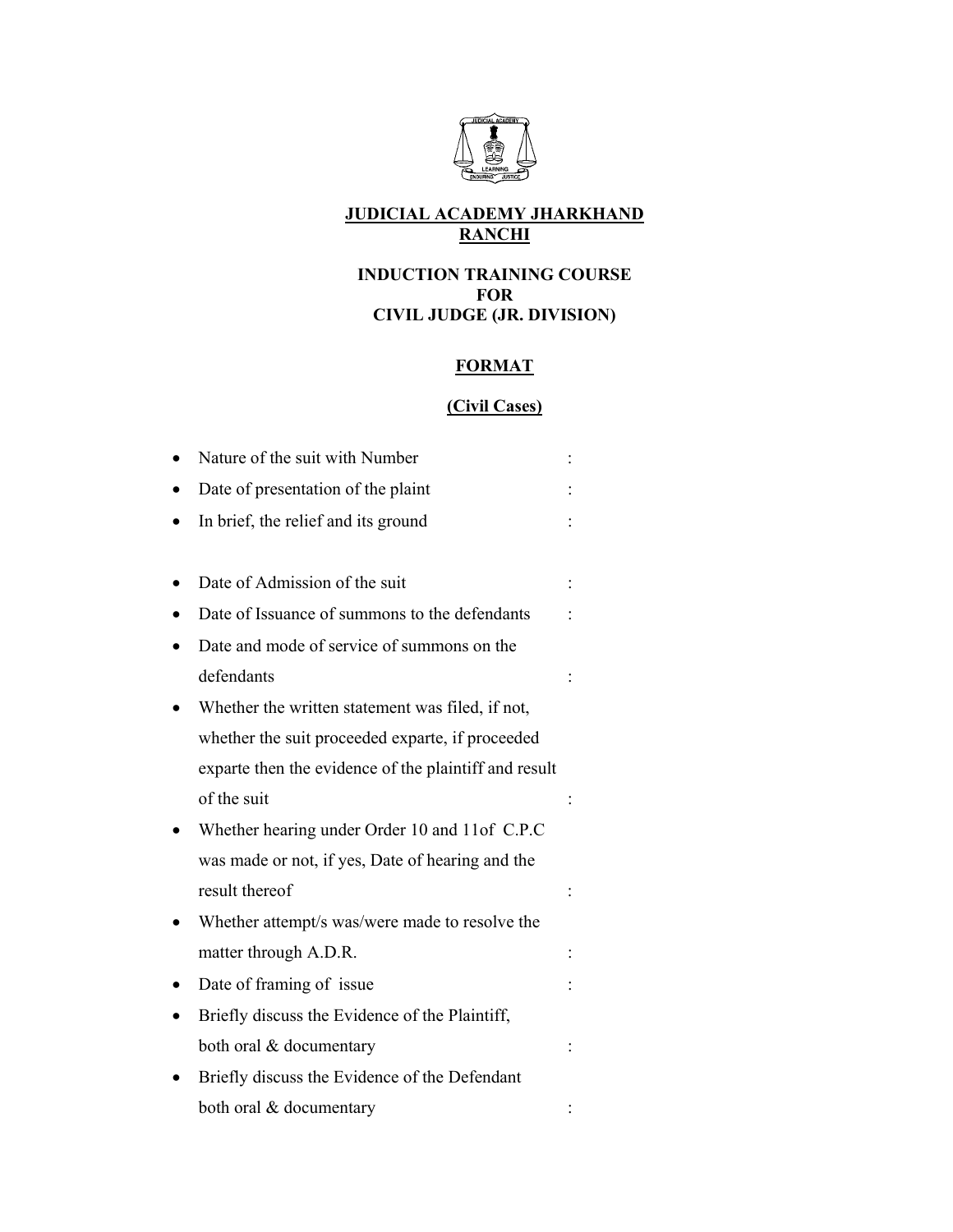# JUDICIAL ACADEMY JHARKHAND
# RANCHI

## INDUCTION TRAINING COURSE
## FOR
## CIVIL JUDGE (JR. DIVISION)

## FORMAT

### (Civil Cases)

- Nature of the suit with Number :
- Date of presentation of the plaint :
- In brief, the relief and its ground :

- Date of Admission of the suit :
- Date of Issuance of summons to the defendants :
- Date and mode of service of summons on the defendants :
- Whether the written statement was filed, if not, whether the suit proceeded exparte, if proceeded exparte then the evidence of the plaintiff and result of the suit :
- Whether hearing under Order 10 and 11of C.P.C was made or not, if yes, Date of hearing and the result thereof :
- Whether attempt/s was/were made to resolve the matter through A.D.R. :
- Date of framing of issue :
- Briefly discuss the Evidence of the Plaintiff, both oral & documentary :
- Briefly discuss the Evidence of the Defendant both oral & documentary :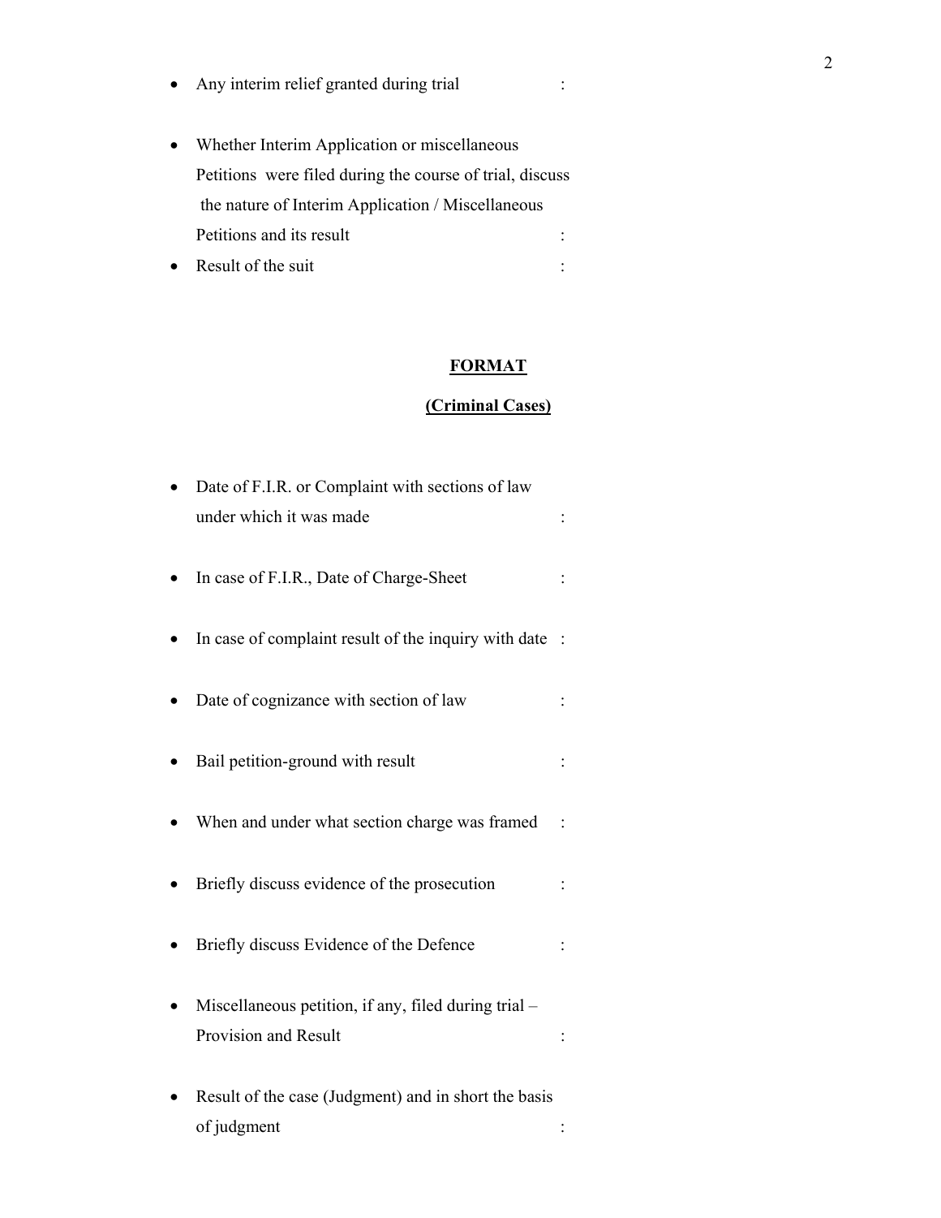- Any interim relief granted during trial :

- Whether Interim Application or miscellaneous Petitions were filed during the course of trial, discuss the nature of Interim Application / Miscellaneous Petitions and its result :
- Result of the suit :

## FORMAT

## (Criminal Cases)

- Date of F.I.R. or Complaint with sections of law under which it was made :

- In case of F.I.R., Date of Charge-Sheet :

- In case of complaint result of the inquiry with date :

- Date of cognizance with section of law :

- Bail petition-ground with result :

- When and under what section charge was framed :

- Briefly discuss evidence of the prosecution :

- Briefly discuss Evidence of the Defence :

- Miscellaneous petition, if any, filed during trial – Provision and Result :

- Result of the case (Judgment) and in short the basis of judgment :